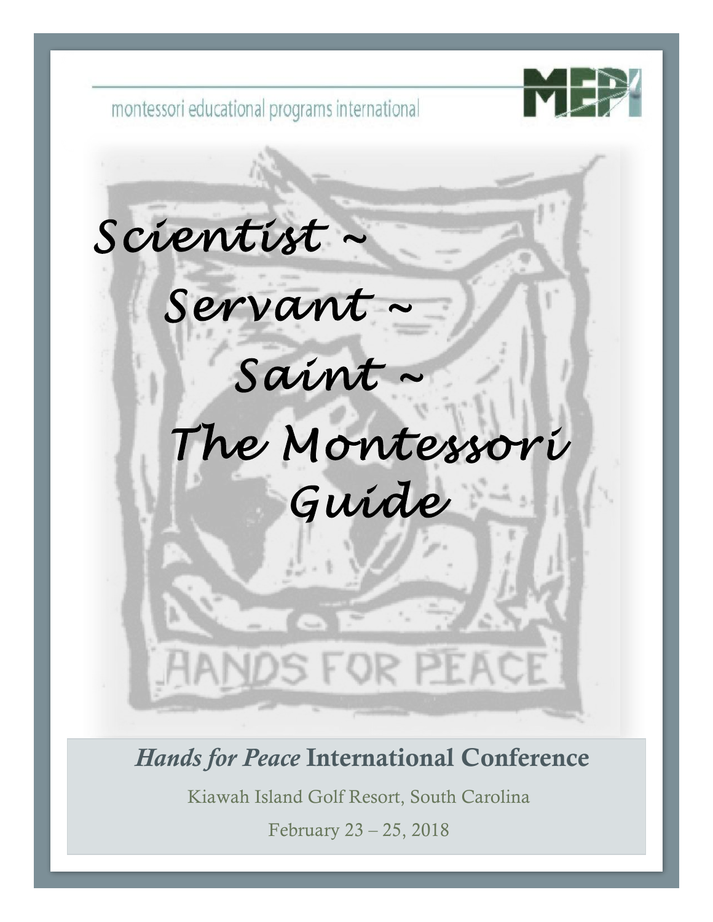montessori educational programs international

MEPI

# Scientist ~ Servant ~ Saint ~ The Montessori Guide

HANDS FOR PEACE

## *Hands for Peace* International Conference

Kiawah Island Golf Resort, South Carolina

February 23 – 25, 2018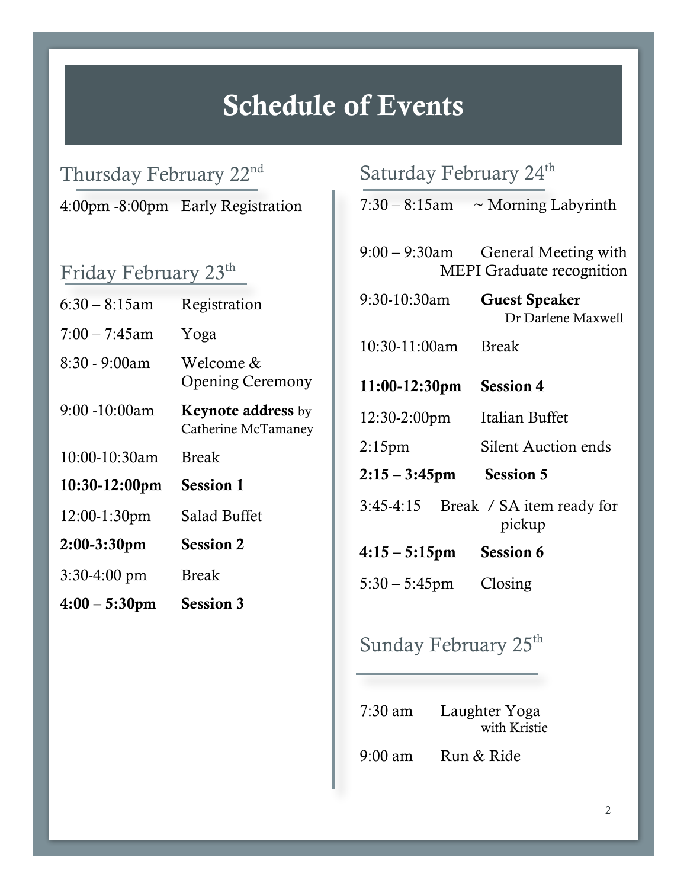# Schedule of Events

## Thursday February 22nd

4:00pm -8:00pm Early Registration

## Friday February 23th

6:30 – 8:15am Registration

7:00 – 7:45am Yoga

8:30 - 9:00am Welcome & Opening Ceremony

9:00 -10:00am **Keynote address** by Catherine McTamaney

10:00-10:30am Break

**10:30-12:00pm Session 1**

12:00-1:30pm Salad Buffet

**2:00-3:30pm Session 2**

3:30-4:00 pm Break

**4:00 – 5:30pm Session 3**

## Saturday February 24th

7:30 – 8:15am ~ Morning Labyrinth

9:00 – 9:30am General Meeting with MEPI Graduate recognition

9:30-10:30am **Guest Speaker** Dr Darlene Maxwell

10:30-11:00am Break

**11:00-12:30pm Session 4**

12:30-2:00pm Italian Buffet

2:15pm Silent Auction ends

**2:15 – 3:45pm Session 5**

3:45-4:15 Break / SA item ready for pickup

**4:15 – 5:15pm Session 6**

5:30 – 5:45pm Closing

## Sunday February 25th

7:30 am Laughter Yoga with Kristie

9:00 am Run & Ride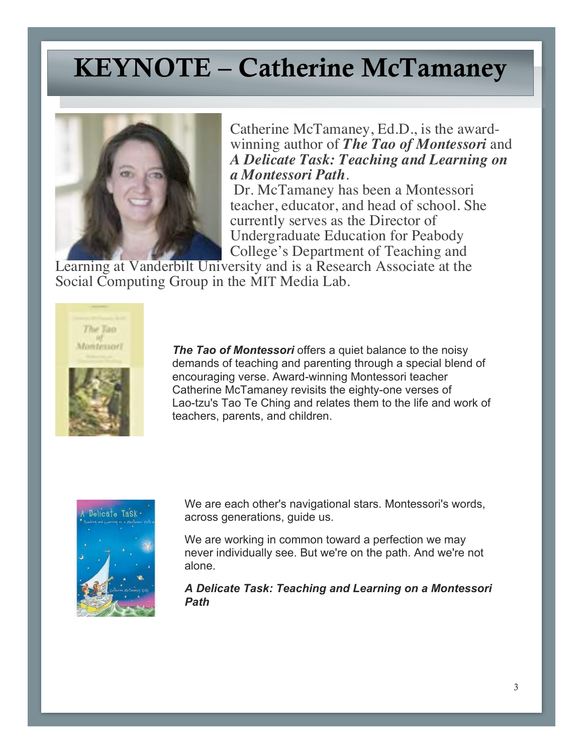# KEYNOTE – Catherine McTamaney

Catherine McTamaney, Ed.D., is the award-winning author of ***The Tao of Montessori*** and ***A Delicate Task: Teaching and Learning on a Montessori Path***.

Dr. McTamaney has been a Montessori teacher, educator, and head of school. She currently serves as the Director of Undergraduate Education for Peabody College's Department of Teaching and Learning at Vanderbilt University and is a Research Associate at the Social Computing Group in the MIT Media Lab.

***The Tao of Montessori*** offers a quiet balance to the noisy demands of teaching and parenting through a special blend of encouraging verse. Award-winning Montessori teacher Catherine McTamaney revisits the eighty-one verses of Lao-tzu's Tao Te Ching and relates them to the life and work of teachers, parents, and children.

We are each other's navigational stars. Montessori's words, across generations, guide us.

We are working in common toward a perfection we may never individually see. But we're on the path. And we're not alone.

***A Delicate Task: Teaching and Learning on a Montessori Path***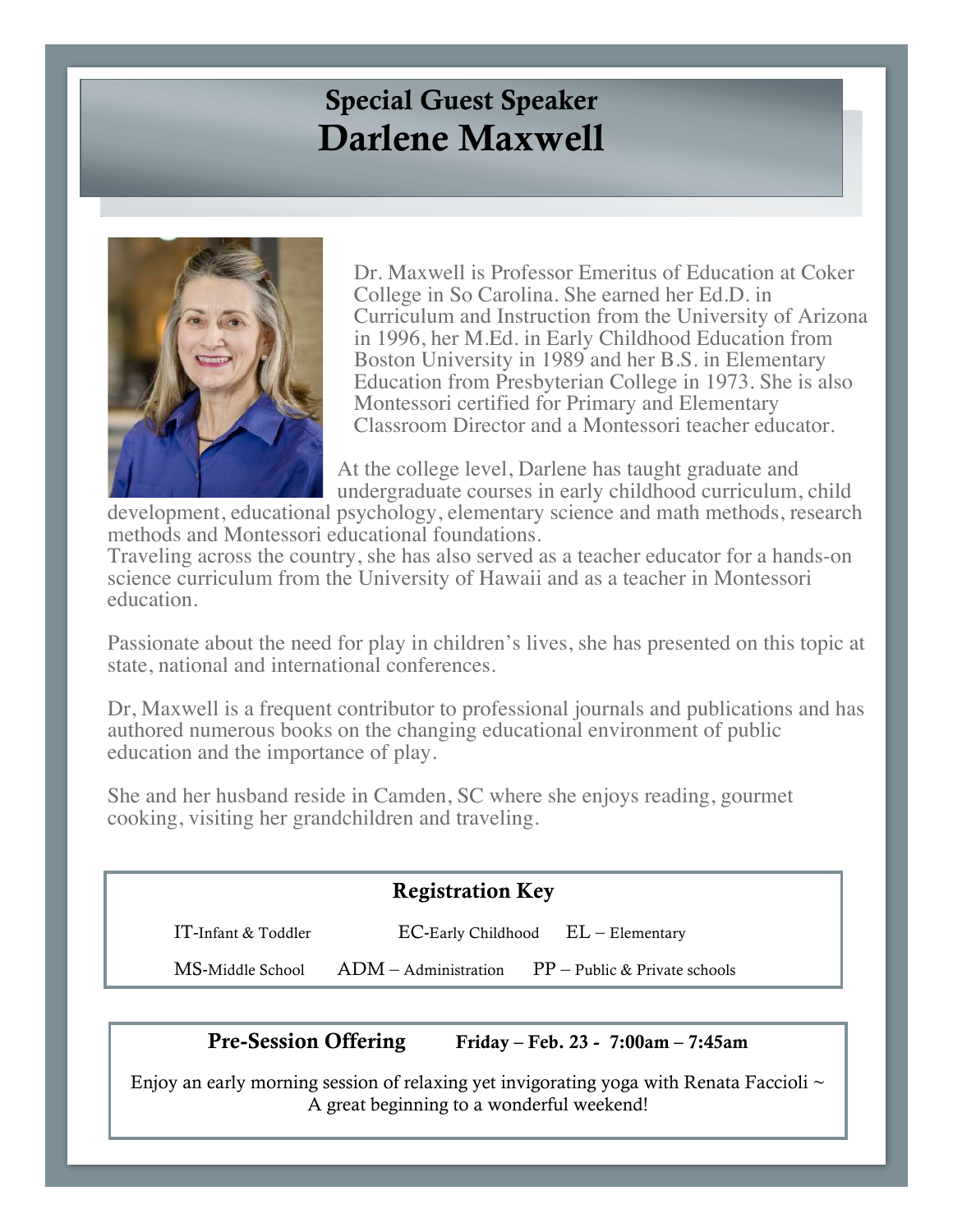## Special Guest Speaker
# Darlene Maxwell

Dr. Maxwell is Professor Emeritus of Education at Coker College in So Carolina. She earned her Ed.D. in Curriculum and Instruction from the University of Arizona in 1996, her M.Ed. in Early Childhood Education from Boston University in 1989 and her B.S. in Elementary Education from Presbyterian College in 1973. She is also Montessori certified for Primary and Elementary Classroom Director and a Montessori teacher educator.

At the college level, Darlene has taught graduate and undergraduate courses in early childhood curriculum, child development, educational psychology, elementary science and math methods, research methods and Montessori educational foundations.
Traveling across the country, she has also served as a teacher educator for a hands-on science curriculum from the University of Hawaii and as a teacher in Montessori education.

Passionate about the need for play in children's lives, she has presented on this topic at state, national and international conferences.

Dr, Maxwell is a frequent contributor to professional journals and publications and has authored numerous books on the changing educational environment of public education and the importance of play.

She and her husband reside in Camden, SC where she enjoys reading, gourmet cooking, visiting her grandchildren and traveling.

### Registration Key

IT-Infant & Toddler    EC-Early Childhood    EL – Elementary

MS-Middle School    ADM – Administration    PP – Public & Private schools

### Pre-Session Offering    Friday – Feb. 23 - 7:00am – 7:45am

Enjoy an early morning session of relaxing yet invigorating yoga with Renata Faccioli ~ A great beginning to a wonderful weekend!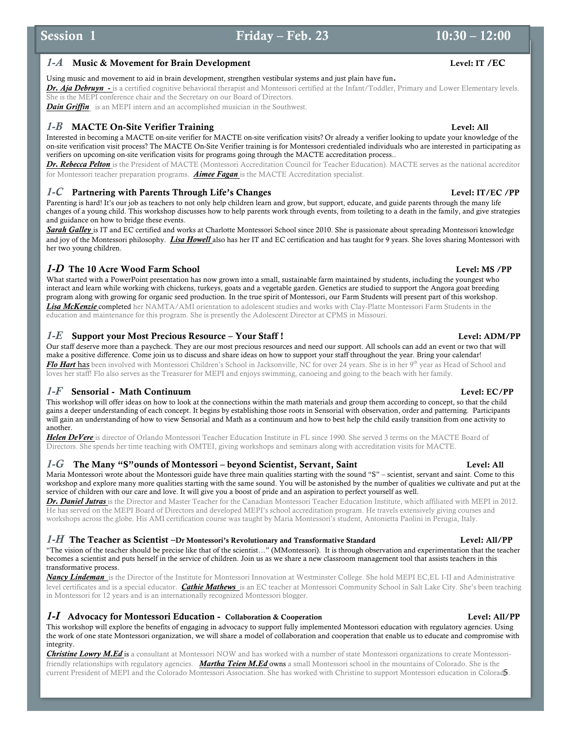## Session 1 — Friday – Feb. 23 — 10:30 – 12:00

### *1-A* Music & Movement for Brain Development — Level: IT /EC

Using music and movement to aid in brain development, strengthen vestibular systems and just plain have fun.

***Dr. Aja Debruyn*** - is a certified cognitive behavioral therapist and Montessori certified at the Infant/Toddler, Primary and Lower Elementary levels. She is the MEPI conference chair and the Secretary on our Board of Directors.

***Dain Griffin*** is an MEPI intern and an accomplished musician in the Southwest.

### *1-B* MACTE On-Site Verifier Training — Level: All

Interested in becoming a MACTE on-site verifier for MACTE on-site verification visits? Or already a verifier looking to update your knowledge of the on-site verification visit process? The MACTE On-Site Verifier training is for Montessori credentialed individuals who are interested in participating as verifiers on upcoming on-site verification visits for programs going through the MACTE accreditation process..

***Dr. Rebecca Pelton*** is the President of MACTE (Montessori Accreditation Council for Teacher Education). MACTE serves as the national accreditor for Montessori teacher preparation programs. ***Aimee Fagan*** is the MACTE Accreditation specialist.

### *1-C* Partnering with Parents Through Life's Changes — Level: IT/EC /PP

Parenting is hard! It's our job as teachers to not only help children learn and grow, but support, educate, and guide parents through the many life changes of a young child. This workshop discusses how to help parents work through events, from toileting to a death in the family, and give strategies and guidance on how to bridge these events.

***Sarah Galley*** is IT and EC certified and works at Charlotte Montessori School since 2010. She is passionate about spreading Montessori knowledge and joy of the Montessori philosophy. ***Lisa Howell*** also has her IT and EC certification and has taught for 9 years. She loves sharing Montessori with her two young children.

### *1-D* The 10 Acre Wood Farm School — Level: MS /PP

What started with a PowerPoint presentation has now grown into a small, sustainable farm maintained by students, including the youngest who interact and learn while working with chickens, turkeys, goats and a vegetable garden. Genetics are studied to support the Angora goat breeding program along with growing for organic seed production. In the true spirit of Montessori, our Farm Students will present part of this workshop.

***Lisa McKenzie*** completed her NAMTA/AMI orientation to adolescent studies and works with Clay-Platte Montessori Farm Students in the education and maintenance for this program. She is presently the Adolescent Director at CPMS in Missouri.

### *1-E* Support your Most Precious Resource – Your Staff ! — Level: ADM/PP

Our staff deserve more than a paycheck. They are our most precious resources and need our support. All schools can add an event or two that will make a positive difference. Come join us to discuss and share ideas on how to support your staff throughout the year. Bring your calendar!

***Flo Hart*** has been involved with Montessori Children's School in Jacksonville, NC for over 24 years. She is in her 9th year as Head of School and loves her staff! Flo also serves as the Treasurer for MEPI and enjoys swimming, canoeing and going to the beach with her family.

### *1-F* Sensorial - Math Continuum — Level: EC/PP

This workshop will offer ideas on how to look at the connections within the math materials and group them according to concept, so that the child gains a deeper understanding of each concept. It begins by establishing those roots in Sensorial with observation, order and patterning. Participants will gain an understanding of how to view Sensorial and Math as a continuum and how to best help the child easily transition from one activity to another.

***Helen DeVere*** is director of Orlando Montessori Teacher Education Institute in FL since 1990. She served 3 terms on the MACTE Board of Directors. She spends her time teaching with OMTEI, giving workshops and seminars along with accreditation visits for MACTE.

### *1-G* The Many "S"ounds of Montessori – beyond Scientist, Servant, Saint — Level: All

Maria Montessori wrote about the Montessori guide have three main qualities starting with the sound "S" – scientist, servant and saint. Come to this workshop and explore many more qualities starting with the same sound. You will be astonished by the number of qualities we cultivate and put at the service of children with our care and love. It will give you a boost of pride and an aspiration to perfect yourself as well.

***Dr. Daniel Jutras*** is the Director and Master Teacher for the Canadian Montessori Teacher Education Institute, which affiliated with MEPI in 2012. He has served on the MEPI Board of Directors and developed MEPI's school accreditation program. He travels extensively giving courses and workshops across the globe. His AMI certification course was taught by Maria Montessori's student, Antonietta Paolini in Perugia, Italy.

### *1-H* The Teacher as Scientist –Dr Montessori's Revolutionary and Transformative Standard — Level: All/PP

"The vision of the teacher should be precise like that of the scientist…" (MMontessori). It is through observation and experimentation that the teacher becomes a scientist and puts herself in the service of children. Join us as we share a new classroom management tool that assists teachers in this transformative process.

***Nancy Lindeman*** is the Director of the Institute for Montessori Innovation at Westminster College. She hold MEPI EC,EL I-II and Administrative level certificates and is a special educator. ***Cathie Mathews*** is an EC teacher at Montessori Community School in Salt Lake City. She's been teaching in Montessori for 12 years and is an internationally recognized Montessori blogger.

### *1-I* Advocacy for Montessori Education - Collaboration & Cooperation — Level: All/PP

This workshop will explore the benefits of engaging in advocacy to support fully implemented Montessori education with regulatory agencies. Using the work of one state Montessori organization, we will share a model of collaboration and cooperation that enable us to educate and compromise with integrity.

***Christine Lowry M.Ed*** is a consultant at Montessori NOW and has worked with a number of state Montessori organizations to create Montessori-friendly relationships with regulatory agencies. ***Martha Teien M.Ed*** owns a small Montessori school in the mountains of Colorado. She is the current President of MEPI and the Colorado Montessori Association. She has worked with Christine to support Montessori education in Colorado.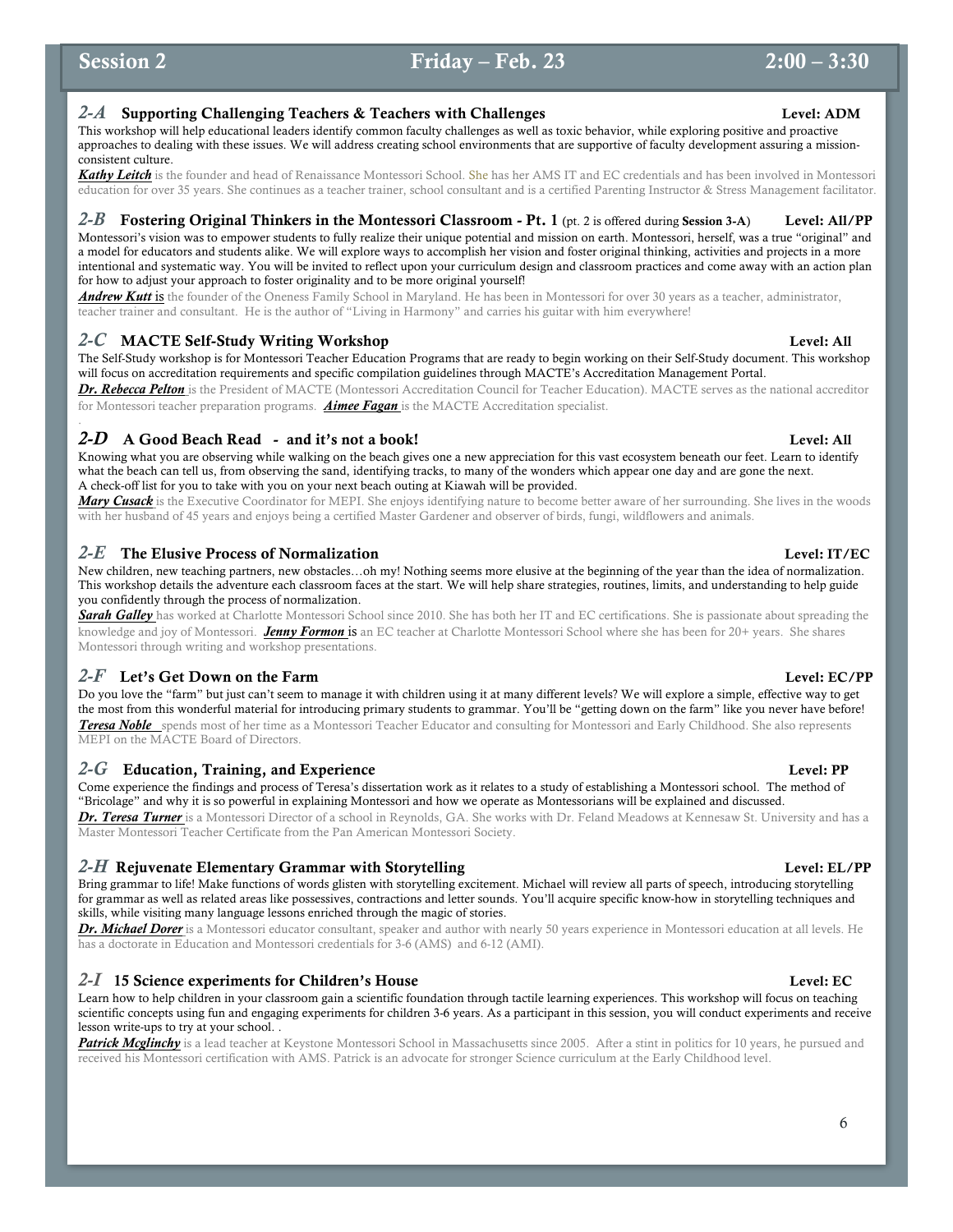# Session 2 — Friday – Feb. 23 — 2:00 – 3:30

## *2-A* Supporting Challenging Teachers & Teachers with Challenges — Level: ADM

This workshop will help educational leaders identify common faculty challenges as well as toxic behavior, while exploring positive and proactive approaches to dealing with these issues. We will address creating school environments that are supportive of faculty development assuring a mission-consistent culture.

***Kathy Leitch*** is the founder and head of Renaissance Montessori School. She has her AMS IT and EC credentials and has been involved in Montessori education for over 35 years. She continues as a teacher trainer, school consultant and is a certified Parenting Instructor & Stress Management facilitator.

## *2-B* Fostering Original Thinkers in the Montessori Classroom - Pt. 1 (pt. 2 is offered during **Session 3-A**) — Level: All/PP

Montessori's vision was to empower students to fully realize their unique potential and mission on earth. Montessori, herself, was a true "original" and a model for educators and students alike. We will explore ways to accomplish her vision and foster original thinking, activities and projects in a more intentional and systematic way. You will be invited to reflect upon your curriculum design and classroom practices and come away with an action plan for how to adjust your approach to foster originality and to be more original yourself!

***Andrew Kutt*** is the founder of the Oneness Family School in Maryland. He has been in Montessori for over 30 years as a teacher, administrator, teacher trainer and consultant. He is the author of "Living in Harmony" and carries his guitar with him everywhere!

## *2-C* MACTE Self-Study Writing Workshop — Level: All

The Self-Study workshop is for Montessori Teacher Education Programs that are ready to begin working on their Self-Study document. This workshop will focus on accreditation requirements and specific compilation guidelines through MACTE's Accreditation Management Portal.

***Dr. Rebecca Pelton*** is the President of MACTE (Montessori Accreditation Council for Teacher Education). MACTE serves as the national accreditor for Montessori teacher preparation programs. ***Aimee Fagan*** is the MACTE Accreditation specialist.

## *2-D* A Good Beach Read - and it's not a book! — Level: All

Knowing what you are observing while walking on the beach gives one a new appreciation for this vast ecosystem beneath our feet. Learn to identify what the beach can tell us, from observing the sand, identifying tracks, to many of the wonders which appear one day and are gone the next. A check-off list for you to take with you on your next beach outing at Kiawah will be provided.

***Mary Cusack*** is the Executive Coordinator for MEPI. She enjoys identifying nature to become better aware of her surrounding. She lives in the woods with her husband of 45 years and enjoys being a certified Master Gardener and observer of birds, fungi, wildflowers and animals.

## *2-E* The Elusive Process of Normalization — Level: IT/EC

New children, new teaching partners, new obstacles…oh my! Nothing seems more elusive at the beginning of the year than the idea of normalization. This workshop details the adventure each classroom faces at the start. We will help share strategies, routines, limits, and understanding to help guide you confidently through the process of normalization.

***Sarah Galley*** has worked at Charlotte Montessori School since 2010. She has both her IT and EC certifications. She is passionate about spreading the knowledge and joy of Montessori. ***Jenny Formon*** is an EC teacher at Charlotte Montessori School where she has been for 20+ years. She shares Montessori through writing and workshop presentations.

## *2-F* Let's Get Down on the Farm — Level: EC/PP

Do you love the "farm" but just can't seem to manage it with children using it at many different levels? We will explore a simple, effective way to get the most from this wonderful material for introducing primary students to grammar. You'll be "getting down on the farm" like you never have before!

***Teresa Noble*** spends most of her time as a Montessori Teacher Educator and consulting for Montessori and Early Childhood. She also represents MEPI on the MACTE Board of Directors.

## *2-G* Education, Training, and Experience — Level: PP

Come experience the findings and process of Teresa's dissertation work as it relates to a study of establishing a Montessori school. The method of "Bricolage" and why it is so powerful in explaining Montessori and how we operate as Montessorians will be explained and discussed.

***Dr. Teresa Turner*** is a Montessori Director of a school in Reynolds, GA. She works with Dr. Feland Meadows at Kennesaw St. University and has a Master Montessori Teacher Certificate from the Pan American Montessori Society.

## *2-H* Rejuvenate Elementary Grammar with Storytelling — Level: EL/PP

Bring grammar to life! Make functions of words glisten with storytelling excitement. Michael will review all parts of speech, introducing storytelling for grammar as well as related areas like possessives, contractions and letter sounds. You'll acquire specific know-how in storytelling techniques and skills, while visiting many language lessons enriched through the magic of stories.

***Dr. Michael Dorer*** is a Montessori educator consultant, speaker and author with nearly 50 years experience in Montessori education at all levels. He has a doctorate in Education and Montessori credentials for 3-6 (AMS) and 6-12 (AMI).

## *2-I* 15 Science experiments for Children's House — Level: EC

Learn how to help children in your classroom gain a scientific foundation through tactile learning experiences. This workshop will focus on teaching scientific concepts using fun and engaging experiments for children 3-6 years. As a participant in this session, you will conduct experiments and receive lesson write-ups to try at your school. .

***Patrick Mcglinchy*** is a lead teacher at Keystone Montessori School in Massachusetts since 2005. After a stint in politics for 10 years, he pursued and received his Montessori certification with AMS. Patrick is an advocate for stronger Science curriculum at the Early Childhood level.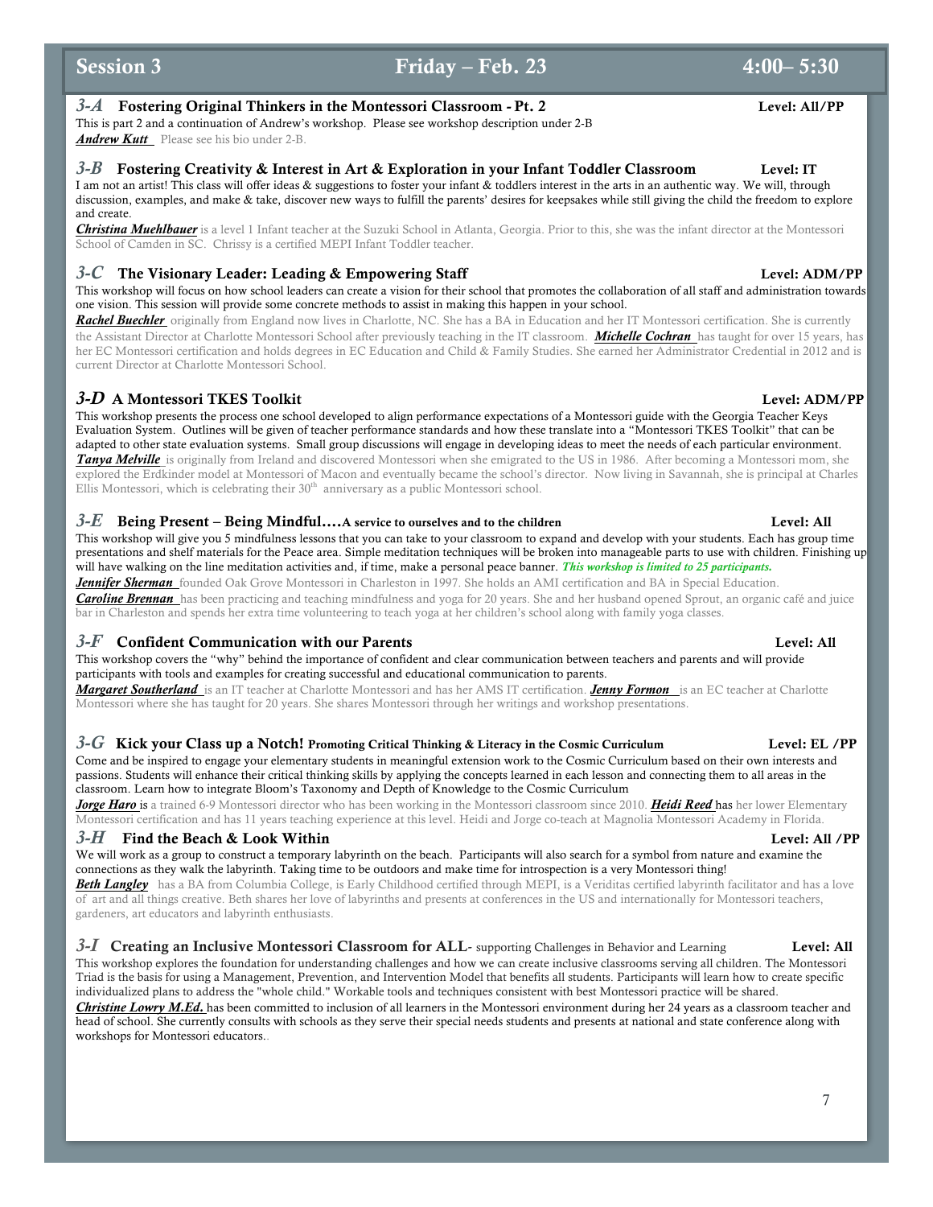## Session 3 — Friday – Feb. 23 — 4:00– 5:30

### *3-A* Fostering Original Thinkers in the Montessori Classroom - Pt. 2 — Level: All/PP

This is part 2 and a continuation of Andrew's workshop. Please see workshop description under 2-B

***Andrew Kutt*** Please see his bio under 2-B.

### *3-B* Fostering Creativity & Interest in Art & Exploration in your Infant Toddler Classroom — Level: IT

I am not an artist! This class will offer ideas & suggestions to foster your infant & toddlers interest in the arts in an authentic way. We will, through discussion, examples, and make & take, discover new ways to fulfill the parents' desires for keepsakes while still giving the child the freedom to explore and create.

***Christina Muehlbauer*** is a level 1 Infant teacher at the Suzuki School in Atlanta, Georgia. Prior to this, she was the infant director at the Montessori School of Camden in SC. Chrissy is a certified MEPI Infant Toddler teacher.

### *3-C* The Visionary Leader: Leading & Empowering Staff — Level: ADM/PP

This workshop will focus on how school leaders can create a vision for their school that promotes the collaboration of all staff and administration towards one vision. This session will provide some concrete methods to assist in making this happen in your school.

***Rachel Buechler*** originally from England now lives in Charlotte, NC. She has a BA in Education and her IT Montessori certification. She is currently the Assistant Director at Charlotte Montessori School after previously teaching in the IT classroom. ***Michelle Cochran*** has taught for over 15 years, has her EC Montessori certification and holds degrees in EC Education and Child & Family Studies. She earned her Administrator Credential in 2012 and is current Director at Charlotte Montessori School.

### *3-D* A Montessori TKES Toolkit — Level: ADM/PP

This workshop presents the process one school developed to align performance expectations of a Montessori guide with the Georgia Teacher Keys Evaluation System. Outlines will be given of teacher performance standards and how these translate into a "Montessori TKES Toolkit" that can be adapted to other state evaluation systems. Small group discussions will engage in developing ideas to meet the needs of each particular environment.

***Tanya Melville*** is originally from Ireland and discovered Montessori when she emigrated to the US in 1986. After becoming a Montessori mom, she explored the Erdkinder model at Montessori of Macon and eventually became the school's director. Now living in Savannah, she is principal at Charles Ellis Montessori, which is celebrating their 30th anniversary as a public Montessori school.

### *3-E* Being Present – Being Mindful….A service to ourselves and to the children — Level: All

This workshop will give you 5 mindfulness lessons that you can take to your classroom to expand and develop with your students. Each has group time presentations and shelf materials for the Peace area. Simple meditation techniques will be broken into manageable parts to use with children. Finishing up will have walking on the line meditation activities and, if time, make a personal peace banner. ***This workshop is limited to 25 participants.***

***Jennifer Sherman*** founded Oak Grove Montessori in Charleston in 1997. She holds an AMI certification and BA in Special Education.

***Caroline Brennan*** has been practicing and teaching mindfulness and yoga for 20 years. She and her husband opened Sprout, an organic café and juice bar in Charleston and spends her extra time volunteering to teach yoga at her children's school along with family yoga classes.

### *3-F* Confident Communication with our Parents — Level: All

This workshop covers the "why" behind the importance of confident and clear communication between teachers and parents and will provide participants with tools and examples for creating successful and educational communication to parents.

***Margaret Southerland*** is an IT teacher at Charlotte Montessori and has her AMS IT certification. ***Jenny Formon*** is an EC teacher at Charlotte Montessori where she has taught for 20 years. She shares Montessori through her writings and workshop presentations.

### *3-G* Kick your Class up a Notch! Promoting Critical Thinking & Literacy in the Cosmic Curriculum — Level: EL /PP

Come and be inspired to engage your elementary students in meaningful extension work to the Cosmic Curriculum based on their own interests and passions. Students will enhance their critical thinking skills by applying the concepts learned in each lesson and connecting them to all areas in the classroom. Learn how to integrate Bloom's Taxonomy and Depth of Knowledge to the Cosmic Curriculum

***Jorge Haro*** is a trained 6-9 Montessori director who has been working in the Montessori classroom since 2010. ***Heidi Reed*** has her lower Elementary Montessori certification and has 11 years teaching experience at this level. Heidi and Jorge co-teach at Magnolia Montessori Academy in Florida.

### *3-H* Find the Beach & Look Within — Level: All /PP

We will work as a group to construct a temporary labyrinth on the beach. Participants will also search for a symbol from nature and examine the connections as they walk the labyrinth. Taking time to be outdoors and make time for introspection is a very Montessori thing!

***Beth Langley*** has a BA from Columbia College, is Early Childhood certified through MEPI, is a Veriditas certified labyrinth facilitator and has a love of art and all things creative. Beth shares her love of labyrinths and presents at conferences in the US and internationally for Montessori teachers, gardeners, art educators and labyrinth enthusiasts.

### *3-I* Creating an Inclusive Montessori Classroom for ALL- supporting Challenges in Behavior and Learning — Level: All

This workshop explores the foundation for understanding challenges and how we can create inclusive classrooms serving all children. The Montessori Triad is the basis for using a Management, Prevention, and Intervention Model that benefits all students. Participants will learn how to create specific individualized plans to address the "whole child." Workable tools and techniques consistent with best Montessori practice will be shared.

***Christine Lowry M.Ed.*** has been committed to inclusion of all learners in the Montessori environment during her 24 years as a classroom teacher and head of school. She currently consults with schools as they serve their special needs students and presents at national and state conference along with workshops for Montessori educators..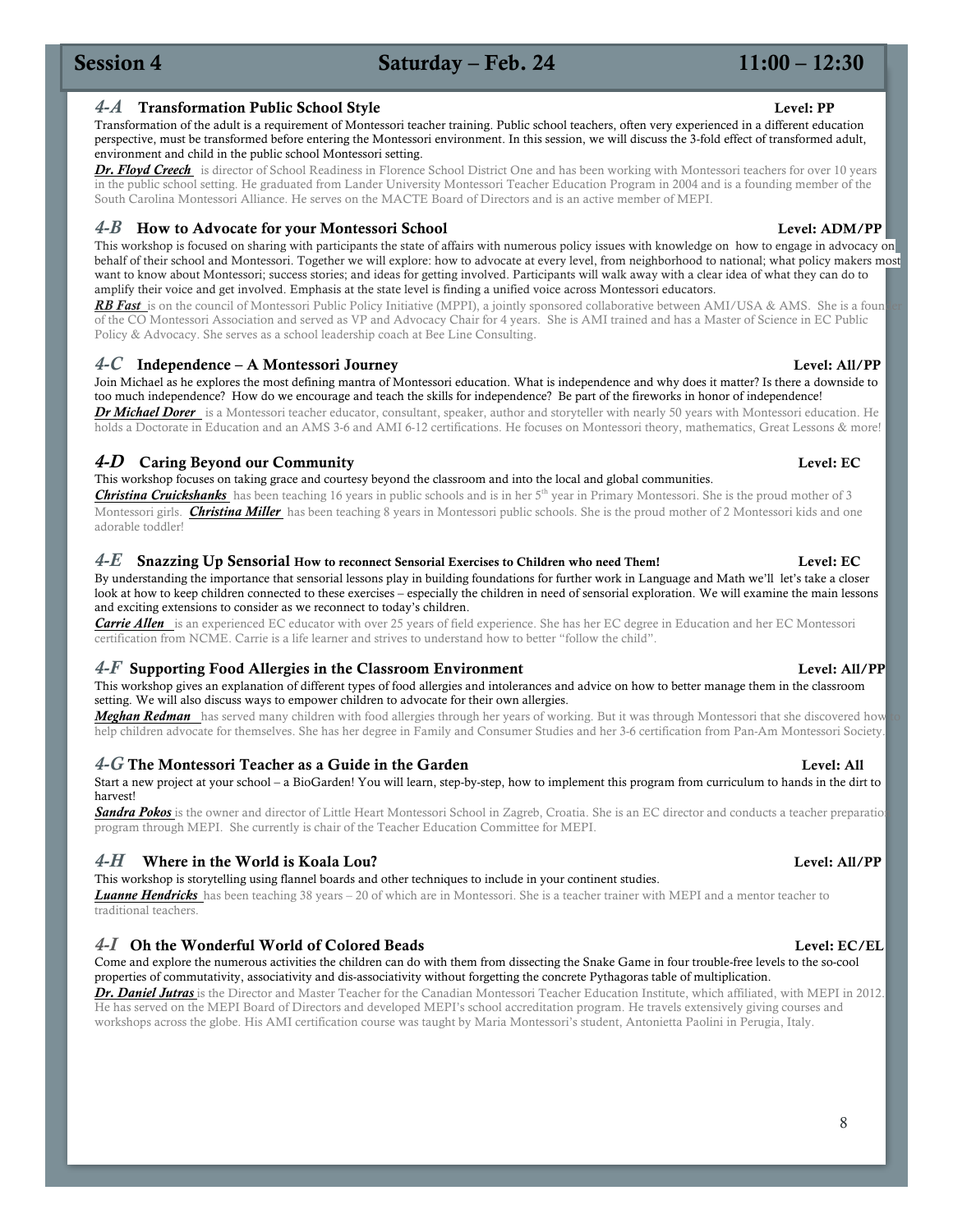## Session 4 — Saturday – Feb. 24 — 11:00 – 12:30

### *4-A* Transformation Public School Style — Level: PP

Transformation of the adult is a requirement of Montessori teacher training. Public school teachers, often very experienced in a different education perspective, must be transformed before entering the Montessori environment. In this session, we will discuss the 3-fold effect of transformed adult, environment and child in the public school Montessori setting.

***Dr. Floyd Creech*** is director of School Readiness in Florence School District One and has been working with Montessori teachers for over 10 years in the public school setting. He graduated from Lander University Montessori Teacher Education Program in 2004 and is a founding member of the South Carolina Montessori Alliance. He serves on the MACTE Board of Directors and is an active member of MEPI.

### *4-B* How to Advocate for your Montessori School — Level: ADM/PP

This workshop is focused on sharing with participants the state of affairs with numerous policy issues with knowledge on how to engage in advocacy on behalf of their school and Montessori. Together we will explore: how to advocate at every level, from neighborhood to national; what policy makers most want to know about Montessori; success stories; and ideas for getting involved. Participants will walk away with a clear idea of what they can do to amplify their voice and get involved. Emphasis at the state level is finding a unified voice across Montessori educators.

***RB Fast*** is on the council of Montessori Public Policy Initiative (MPPI), a jointly sponsored collaborative between AMI/USA & AMS. She is a founder of the CO Montessori Association and served as VP and Advocacy Chair for 4 years. She is AMI trained and has a Master of Science in EC Public Policy & Advocacy. She serves as a school leadership coach at Bee Line Consulting.

### *4-C* Independence – A Montessori Journey — Level: All/PP

Join Michael as he explores the most defining mantra of Montessori education. What is independence and why does it matter? Is there a downside to too much independence? How do we encourage and teach the skills for independence? Be part of the fireworks in honor of independence!

***Dr Michael Dorer*** is a Montessori teacher educator, consultant, speaker, author and storyteller with nearly 50 years with Montessori education. He holds a Doctorate in Education and an AMS 3-6 and AMI 6-12 certifications. He focuses on Montessori theory, mathematics, Great Lessons & more!

### *4-D* Caring Beyond our Community — Level: EC

This workshop focuses on taking grace and courtesy beyond the classroom and into the local and global communities.

***Christina Cruickshanks*** has been teaching 16 years in public schools and is in her 5th year in Primary Montessori. She is the proud mother of 3 Montessori girls. ***Christina Miller*** has been teaching 8 years in Montessori public schools. She is the proud mother of 2 Montessori kids and one adorable toddler!

### *4-E* Snazzing Up Sensorial How to reconnect Sensorial Exercises to Children who need Them! — Level: EC

By understanding the importance that sensorial lessons play in building foundations for further work in Language and Math we'll let's take a closer look at how to keep children connected to these exercises – especially the children in need of sensorial exploration. We will examine the main lessons and exciting extensions to consider as we reconnect to today's children.

***Carrie Allen*** is an experienced EC educator with over 25 years of field experience. She has her EC degree in Education and her EC Montessori certification from NCME. Carrie is a life learner and strives to understand how to better "follow the child".

### *4-F* Supporting Food Allergies in the Classroom Environment — Level: All/PP

This workshop gives an explanation of different types of food allergies and intolerances and advice on how to better manage them in the classroom setting. We will also discuss ways to empower children to advocate for their own allergies.

***Meghan Redman*** has served many children with food allergies through her years of working. But it was through Montessori that she discovered how to help children advocate for themselves. She has her degree in Family and Consumer Studies and her 3-6 certification from Pan-Am Montessori Society.

### *4-G* The Montessori Teacher as a Guide in the Garden — Level: All

Start a new project at your school – a BioGarden! You will learn, step-by-step, how to implement this program from curriculum to hands in the dirt to harvest!

***Sandra Pokos*** is the owner and director of Little Heart Montessori School in Zagreb, Croatia. She is an EC director and conducts a teacher preparation program through MEPI. She currently is chair of the Teacher Education Committee for MEPI.

### *4-H* Where in the World is Koala Lou? — Level: All/PP

This workshop is storytelling using flannel boards and other techniques to include in your continent studies.

***Luanne Hendricks*** has been teaching 38 years – 20 of which are in Montessori. She is a teacher trainer with MEPI and a mentor teacher to traditional teachers.

### *4-I* Oh the Wonderful World of Colored Beads — Level: EC/EL

Come and explore the numerous activities the children can do with them from dissecting the Snake Game in four trouble-free levels to the so-cool properties of commutativity, associativity and dis-associativity without forgetting the concrete Pythagoras table of multiplication.

***Dr. Daniel Jutras*** is the Director and Master Teacher for the Canadian Montessori Teacher Education Institute, which affiliated, with MEPI in 2012. He has served on the MEPI Board of Directors and developed MEPI's school accreditation program. He travels extensively giving courses and workshops across the globe. His AMI certification course was taught by Maria Montessori's student, Antonietta Paolini in Perugia, Italy.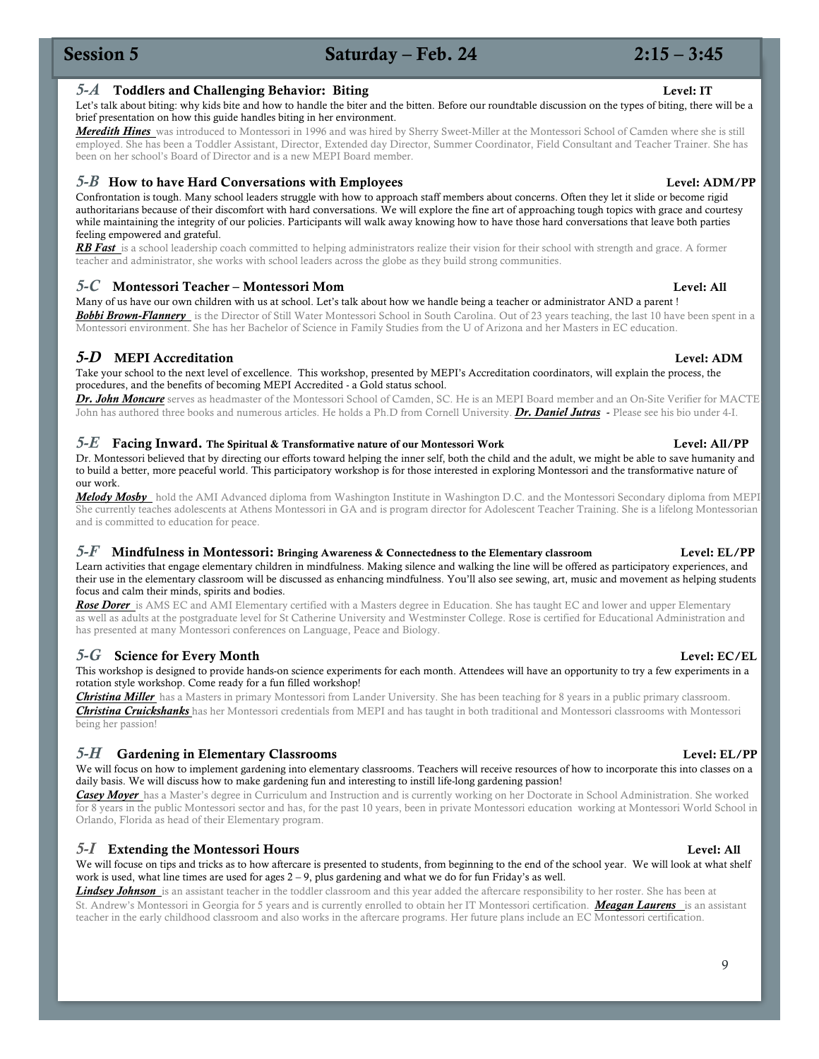# Session 5 Saturday – Feb. 24 2:15 – 3:45

## *5-A* Toddlers and Challenging Behavior: Biting — Level: IT

Let's talk about biting: why kids bite and how to handle the biter and the bitten. Before our roundtable discussion on the types of biting, there will be a brief presentation on how this guide handles biting in her environment.

***Meredith Hines*** was introduced to Montessori in 1996 and was hired by Sherry Sweet-Miller at the Montessori School of Camden where she is still employed. She has been a Toddler Assistant, Director, Extended day Director, Summer Coordinator, Field Consultant and Teacher Trainer. She has been on her school's Board of Director and is a new MEPI Board member.

## *5-B* How to have Hard Conversations with Employees — Level: ADM/PP

Confrontation is tough. Many school leaders struggle with how to approach staff members about concerns. Often they let it slide or become rigid authoritarians because of their discomfort with hard conversations. We will explore the fine art of approaching tough topics with grace and courtesy while maintaining the integrity of our policies. Participants will walk away knowing how to have those hard conversations that leave both parties feeling empowered and grateful.

***RB Fast*** is a school leadership coach committed to helping administrators realize their vision for their school with strength and grace. A former teacher and administrator, she works with school leaders across the globe as they build strong communities.

## *5-C* Montessori Teacher – Montessori Mom — Level: All

Many of us have our own children with us at school. Let's talk about how we handle being a teacher or administrator AND a parent !

***Bobbi Brown-Flannery*** is the Director of Still Water Montessori School in South Carolina. Out of 23 years teaching, the last 10 have been spent in a Montessori environment. She has her Bachelor of Science in Family Studies from the U of Arizona and her Masters in EC education.

## *5-D* MEPI Accreditation — Level: ADM

Take your school to the next level of excellence. This workshop, presented by MEPI's Accreditation coordinators, will explain the process, the procedures, and the benefits of becoming MEPI Accredited - a Gold status school.

***Dr. John Moncure*** serves as headmaster of the Montessori School of Camden, SC. He is an MEPI Board member and an On-Site Verifier for MACTE. John has authored three books and numerous articles. He holds a Ph.D from Cornell University. ***Dr. Daniel Jutras*** - Please see his bio under 4-I.

## *5-E* Facing Inward. The Spiritual & Transformative nature of our Montessori Work — Level: All/PP

Dr. Montessori believed that by directing our efforts toward helping the inner self, both the child and the adult, we might be able to save humanity and to build a better, more peaceful world. This participatory workshop is for those interested in exploring Montessori and the transformative nature of our work.

***Melody Mosby*** hold the AMI Advanced diploma from Washington Institute in Washington D.C. and the Montessori Secondary diploma from MEPI. She currently teaches adolescents at Athens Montessori in GA and is program director for Adolescent Teacher Training. She is a lifelong Montessorian and is committed to education for peace.

## *5-F* Mindfulness in Montessori: Bringing Awareness & Connectedness to the Elementary classroom — Level: EL/PP

Learn activities that engage elementary children in mindfulness. Making silence and walking the line will be offered as participatory experiences, and their use in the elementary classroom will be discussed as enhancing mindfulness. You'll also see sewing, art, music and movement as helping students focus and calm their minds, spirits and bodies.

***Rose Dorer*** is AMS EC and AMI Elementary certified with a Masters degree in Education. She has taught EC and lower and upper Elementary as well as adults at the postgraduate level for St Catherine University and Westminster College. Rose is certified for Educational Administration and has presented at many Montessori conferences on Language, Peace and Biology.

## *5-G* Science for Every Month — Level: EC/EL

This workshop is designed to provide hands-on science experiments for each month. Attendees will have an opportunity to try a few experiments in a rotation style workshop. Come ready for a fun filled workshop!

***Christina Miller*** has a Masters in primary Montessori from Lander University. She has been teaching for 8 years in a public primary classroom.
***Christina Cruickshanks*** has her Montessori credentials from MEPI and has taught in both traditional and Montessori classrooms with Montessori being her passion!

## *5-H* Gardening in Elementary Classrooms — Level: EL/PP

We will focus on how to implement gardening into elementary classrooms. Teachers will receive resources of how to incorporate this into classes on a daily basis. We will discuss how to make gardening fun and interesting to instill life-long gardening passion!

***Casey Moyer*** has a Master's degree in Curriculum and Instruction and is currently working on her Doctorate in School Administration. She worked for 8 years in the public Montessori sector and has, for the past 10 years, been in private Montessori education working at Montessori World School in Orlando, Florida as head of their Elementary program.

## *5-I* Extending the Montessori Hours — Level: All

We will focuse on tips and tricks as to how aftercare is presented to students, from beginning to the end of the school year. We will look at what shelf work is used, what line times are used for ages 2 – 9, plus gardening and what we do for fun Friday's as well.

***Lindsey Johnson*** is an assistant teacher in the toddler classroom and this year added the aftercare responsibility to her roster. She has been at St. Andrew's Montessori in Georgia for 5 years and is currently enrolled to obtain her IT Montessori certification. ***Meagan Laurens*** is an assistant teacher in the early childhood classroom and also works in the aftercare programs. Her future plans include an EC Montessori certification.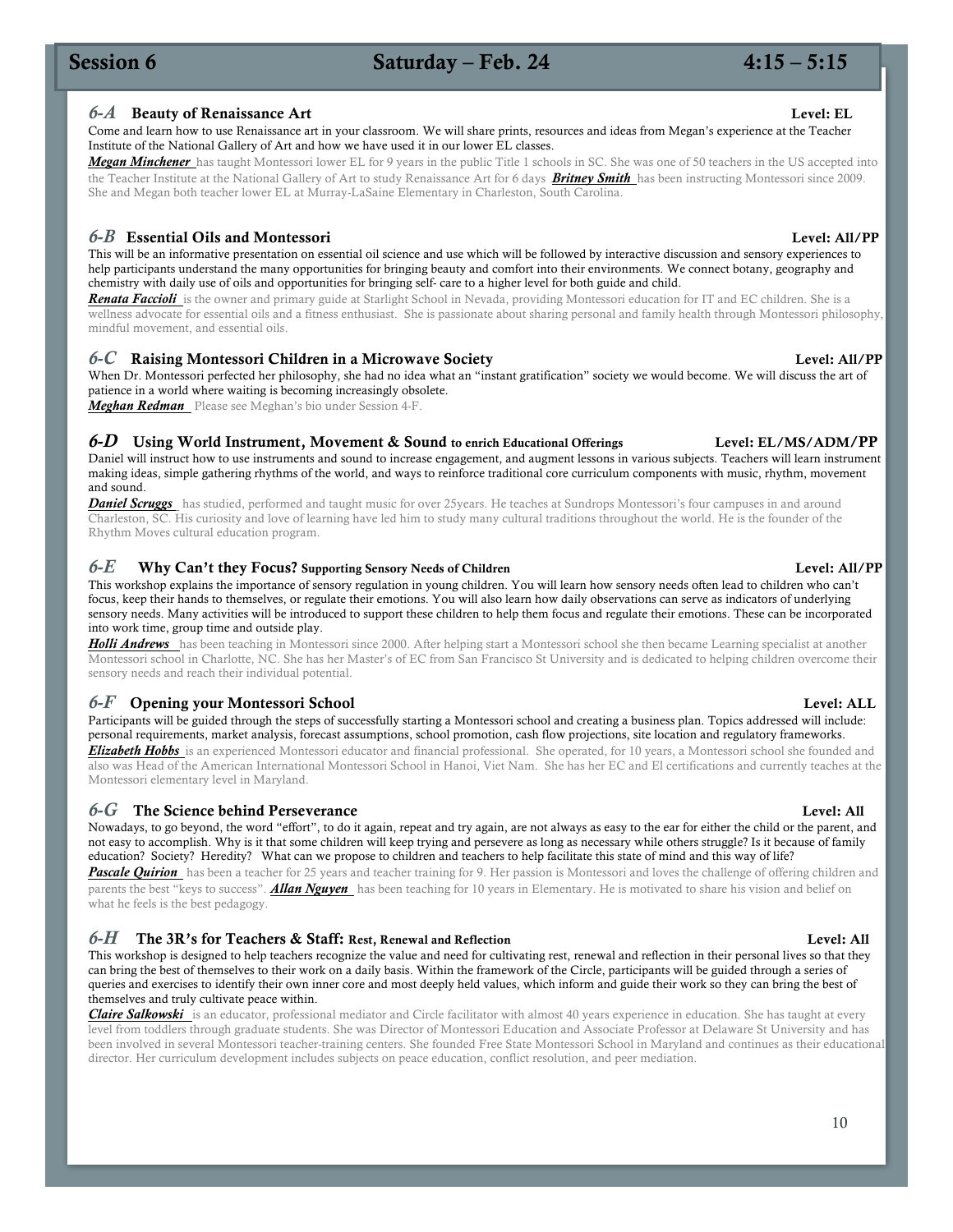## Session 6 Saturday – Feb. 24 4:15 – 5:15

### *6-A* Beauty of Renaissance Art

**Level: EL**

Come and learn how to use Renaissance art in your classroom. We will share prints, resources and ideas from Megan's experience at the Teacher Institute of the National Gallery of Art and how we have used it in our lower EL classes.

***Megan Minchener*** has taught Montessori lower EL for 9 years in the public Title 1 schools in SC. She was one of 50 teachers in the US accepted into the Teacher Institute at the National Gallery of Art to study Renaissance Art for 6 days ***Britney Smith*** has been instructing Montessori since 2009. She and Megan both teacher lower EL at Murray-LaSaine Elementary in Charleston, South Carolina.

### *6-B* Essential Oils and Montessori

**Level: All/PP**

This will be an informative presentation on essential oil science and use which will be followed by interactive discussion and sensory experiences to help participants understand the many opportunities for bringing beauty and comfort into their environments. We connect botany, geography and chemistry with daily use of oils and opportunities for bringing self- care to a higher level for both guide and child.

***Renata Faccioli*** is the owner and primary guide at Starlight School in Nevada, providing Montessori education for IT and EC children. She is a wellness advocate for essential oils and a fitness enthusiast. She is passionate about sharing personal and family health through Montessori philosophy, mindful movement, and essential oils.

### *6-C* Raising Montessori Children in a Microwave Society

**Level: All/PP**

When Dr. Montessori perfected her philosophy, she had no idea what an "instant gratification" society we would become. We will discuss the art of patience in a world where waiting is becoming increasingly obsolete.

***Meghan Redman*** Please see Meghan's bio under Session 4-F.

### *6-D* Using World Instrument, Movement & Sound to enrich Educational Offerings

**Level: EL/MS/ADM/PP**

Daniel will instruct how to use instruments and sound to increase engagement, and augment lessons in various subjects. Teachers will learn instrument making ideas, simple gathering rhythms of the world, and ways to reinforce traditional core curriculum components with music, rhythm, movement and sound.

***Daniel Scruggs*** has studied, performed and taught music for over 25years. He teaches at Sundrops Montessori's four campuses in and around Charleston, SC. His curiosity and love of learning have led him to study many cultural traditions throughout the world. He is the founder of the Rhythm Moves cultural education program.

### *6-E* Why Can't they Focus? Supporting Sensory Needs of Children

**Level: All/PP**

This workshop explains the importance of sensory regulation in young children. You will learn how sensory needs often lead to children who can't focus, keep their hands to themselves, or regulate their emotions. You will also learn how daily observations can serve as indicators of underlying sensory needs. Many activities will be introduced to support these children to help them focus and regulate their emotions. These can be incorporated into work time, group time and outside play.

***Holli Andrews*** has been teaching in Montessori since 2000. After helping start a Montessori school she then became Learning specialist at another Montessori school in Charlotte, NC. She has her Master's of EC from San Francisco St University and is dedicated to helping children overcome their sensory needs and reach their individual potential.

### *6-F* Opening your Montessori School

**Level: ALL**

Participants will be guided through the steps of successfully starting a Montessori school and creating a business plan. Topics addressed will include: personal requirements, market analysis, forecast assumptions, school promotion, cash flow projections, site location and regulatory frameworks.

***Elizabeth Hobbs*** is an experienced Montessori educator and financial professional. She operated, for 10 years, a Montessori school she founded and also was Head of the American International Montessori School in Hanoi, Viet Nam. She has her EC and El certifications and currently teaches at the Montessori elementary level in Maryland.

### *6-G* The Science behind Perseverance

**Level: All**

Nowadays, to go beyond, the word "effort", to do it again, repeat and try again, are not always as easy to the ear for either the child or the parent, and not easy to accomplish. Why is it that some children will keep trying and persevere as long as necessary while others struggle? Is it because of family education? Society? Heredity? What can we propose to children and teachers to help facilitate this state of mind and this way of life?

***Pascale Quirion*** has been a teacher for 25 years and teacher training for 9. Her passion is Montessori and loves the challenge of offering children and parents the best "keys to success". ***Allan Nguyen*** has been teaching for 10 years in Elementary. He is motivated to share his vision and belief on what he feels is the best pedagogy.

### *6-H* The 3R's for Teachers & Staff: Rest, Renewal and Reflection

**Level: All**

This workshop is designed to help teachers recognize the value and need for cultivating rest, renewal and reflection in their personal lives so that they can bring the best of themselves to their work on a daily basis. Within the framework of the Circle, participants will be guided through a series of queries and exercises to identify their own inner core and most deeply held values, which inform and guide their work so they can bring the best of themselves and truly cultivate peace within.

***Claire Salkowski*** is an educator, professional mediator and Circle facilitator with almost 40 years experience in education. She has taught at every level from toddlers through graduate students. She was Director of Montessori Education and Associate Professor at Delaware St University and has been involved in several Montessori teacher-training centers. She founded Free State Montessori School in Maryland and continues as their educational director. Her curriculum development includes subjects on peace education, conflict resolution, and peer mediation.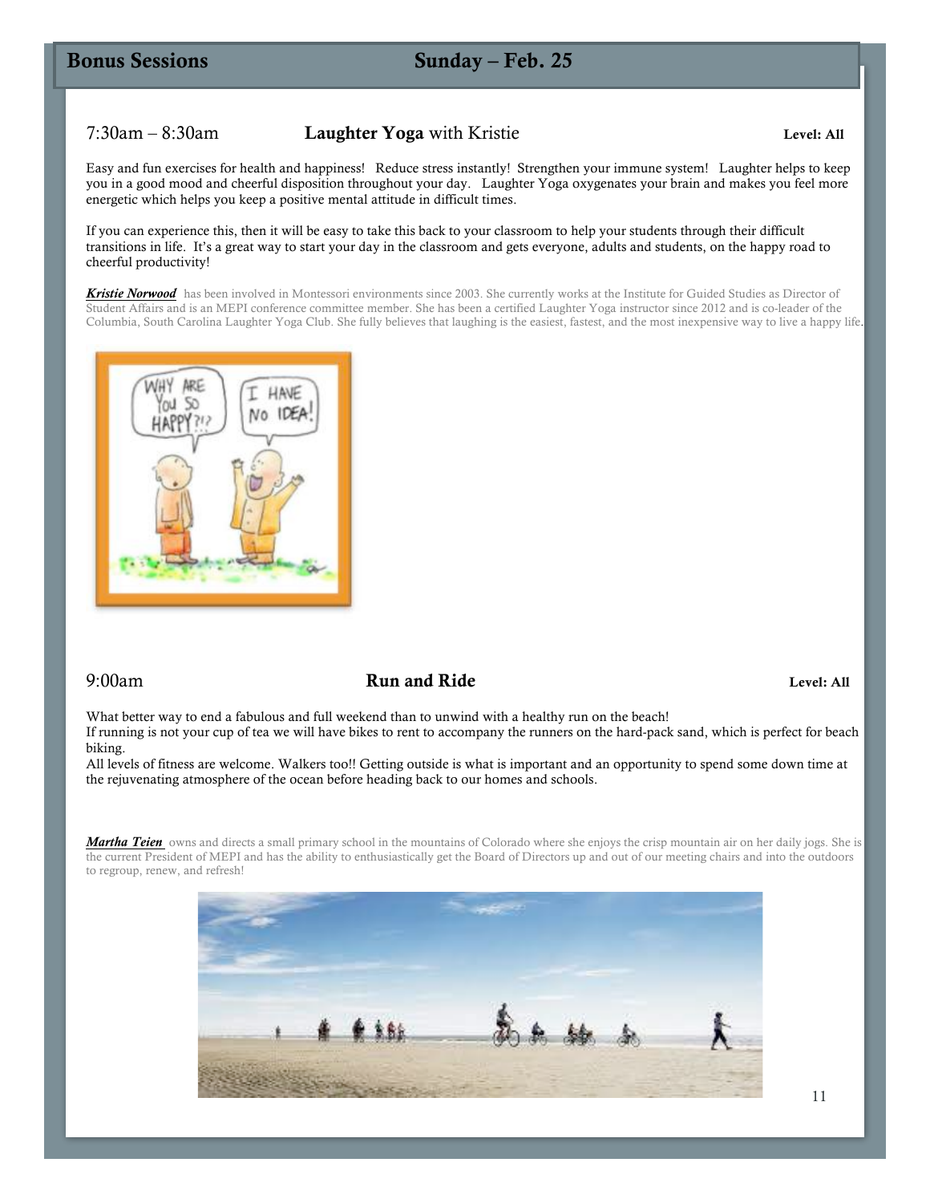## Bonus Sessions — Sunday – Feb. 25

### 7:30am – 8:30am **Laughter Yoga** with Kristie — **Level: All**

Easy and fun exercises for health and happiness! Reduce stress instantly! Strengthen your immune system! Laughter helps to keep you in a good mood and cheerful disposition throughout your day. Laughter Yoga oxygenates your brain and makes you feel more energetic which helps you keep a positive mental attitude in difficult times.

If you can experience this, then it will be easy to take this back to your classroom to help your students through their difficult transitions in life. It's a great way to start your day in the classroom and gets everyone, adults and students, on the happy road to cheerful productivity!

***Kristie Norwood*** has been involved in Montessori environments since 2003. She currently works at the Institute for Guided Studies as Director of Student Affairs and is an MEPI conference committee member. She has been a certified Laughter Yoga instructor since 2012 and is co-leader of the Columbia, South Carolina Laughter Yoga Club. She fully believes that laughing is the easiest, fastest, and the most inexpensive way to live a happy life.

### 9:00am **Run and Ride** — **Level: All**

What better way to end a fabulous and full weekend than to unwind with a healthy run on the beach!
If running is not your cup of tea we will have bikes to rent to accompany the runners on the hard-pack sand, which is perfect for beach biking.
All levels of fitness are welcome. Walkers too!! Getting outside is what is important and an opportunity to spend some down time at the rejuvenating atmosphere of the ocean before heading back to our homes and schools.

***Martha Teien*** owns and directs a small primary school in the mountains of Colorado where she enjoys the crisp mountain air on her daily jogs. She is the current President of MEPI and has the ability to enthusiastically get the Board of Directors up and out of our meeting chairs and into the outdoors to regroup, renew, and refresh!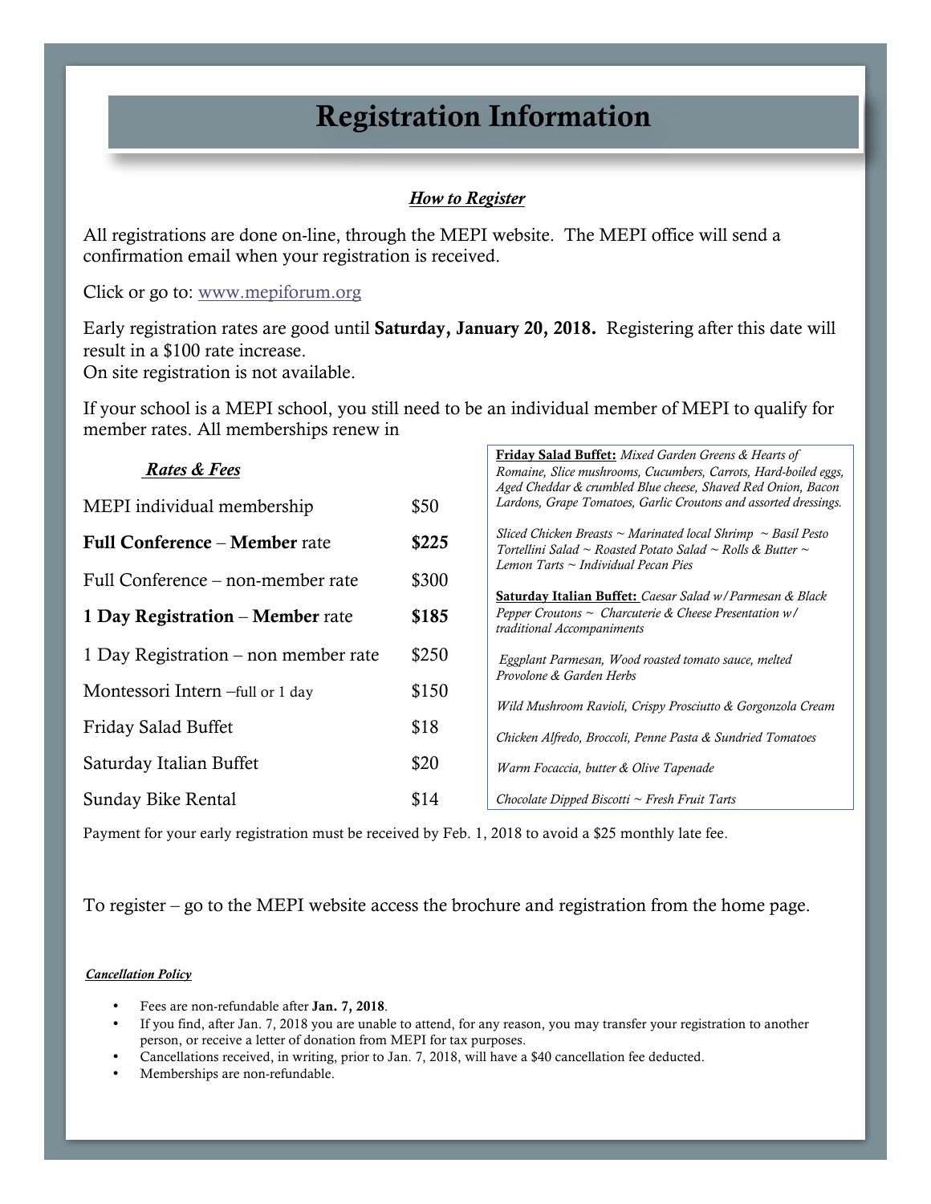# Registration Information

***How to Register***

All registrations are done on-line, through the MEPI website. The MEPI office will send a confirmation email when your registration is received.

Click or go to: www.mepiforum.org

Early registration rates are good until **Saturday, January 20, 2018.** Registering after this date will result in a $100 rate increase.
On site registration is not available.

If your school is a MEPI school, you still need to be an individual member of MEPI to qualify for member rates. All memberships renew in

***Rates & Fees***

| | |
|---|---|
| MEPI individual membership | $50 |
| **Full Conference** – **Member** rate | **$225** |
| Full Conference – non-member rate | $300 |
| **1 Day Registration** – **Member** rate | **$185** |
| 1 Day Registration – non member rate | $250 |
| Montessori Intern –full or 1 day | $150 |
| Friday Salad Buffet | $18 |
| Saturday Italian Buffet | $20 |
| Sunday Bike Rental | $14 |

**Friday Salad Buffet:** *Mixed Garden Greens & Hearts of Romaine, Slice mushrooms, Cucumbers, Carrots, Hard-boiled eggs, Aged Cheddar & crumbled Blue cheese, Shaved Red Onion, Bacon Lardons, Grape Tomatoes, Garlic Croutons and assorted dressings.*

*Sliced Chicken Breasts ~ Marinated local Shrimp ~ Basil Pesto Tortellini Salad ~ Roasted Potato Salad ~ Rolls & Butter ~ Lemon Tarts ~ Individual Pecan Pies*

**Saturday Italian Buffet:** *Caesar Salad w/Parmesan & Black Pepper Croutons ~ Charcuterie & Cheese Presentation w/ traditional Accompaniments*

*Eggplant Parmesan, Wood roasted tomato sauce, melted Provolone & Garden Herbs*

*Wild Mushroom Ravioli, Crispy Prosciutto & Gorgonzola Cream*

*Chicken Alfredo, Broccoli, Penne Pasta & Sundried Tomatoes*

*Warm Focaccia, butter & Olive Tapenade*

*Chocolate Dipped Biscotti ~ Fresh Fruit Tarts*

Payment for your early registration must be received by Feb. 1, 2018 to avoid a $25 monthly late fee.

To register – go to the MEPI website access the brochure and registration from the home page.

***Cancellation Policy***

- Fees are non-refundable after **Jan. 7, 2018**.
- If you find, after Jan. 7, 2018 you are unable to attend, for any reason, you may transfer your registration to another person, or receive a letter of donation from MEPI for tax purposes.
- Cancellations received, in writing, prior to Jan. 7, 2018, will have a $40 cancellation fee deducted.
- Memberships are non-refundable.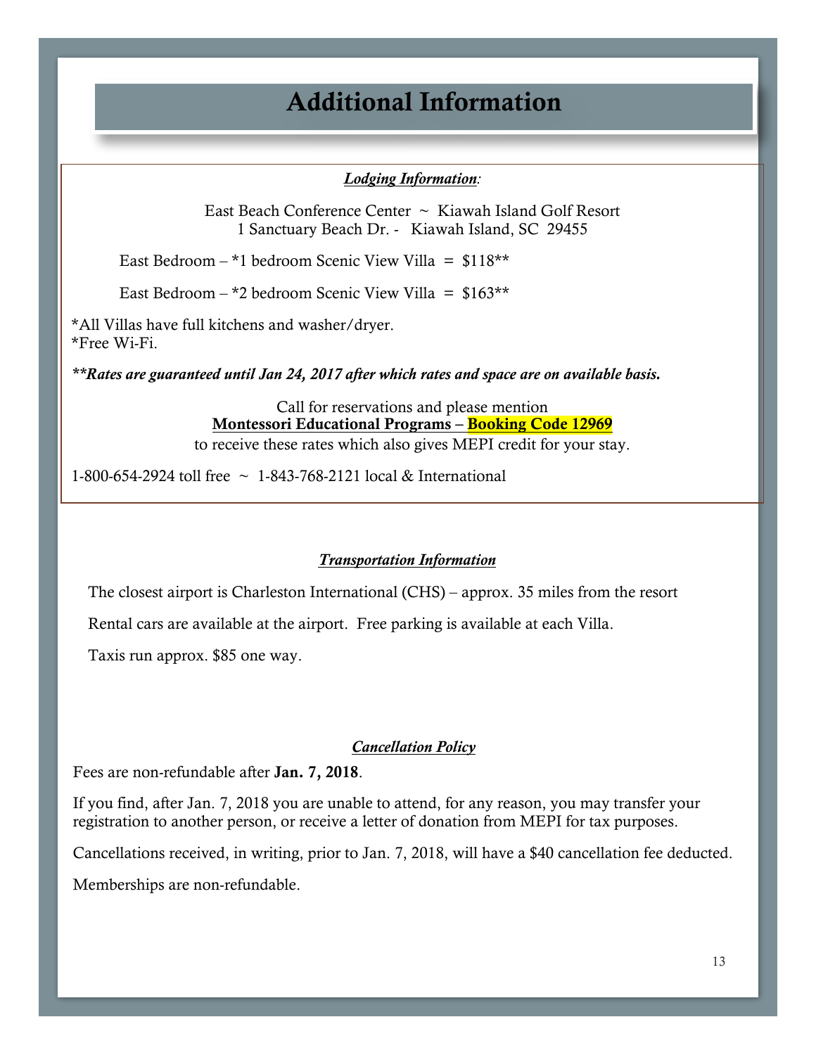# Additional Information

***Lodging Information:***

East Beach Conference Center ~ Kiawah Island Golf Resort
1 Sanctuary Beach Dr. - Kiawah Island, SC 29455

East Bedroom – *1 bedroom Scenic View Villa = $118**

East Bedroom – *2 bedroom Scenic View Villa = $163**

*All Villas have full kitchens and washer/dryer.
*Free Wi-Fi.

***\*\*Rates are guaranteed until Jan 24, 2017 after which rates and space are on available basis.***

Call for reservations and please mention
**Montessori Educational Programs – Booking Code 12969**
to receive these rates which also gives MEPI credit for your stay.

1-800-654-2924 toll free ~ 1-843-768-2121 local & International

***Transportation Information***

The closest airport is Charleston International (CHS) – approx. 35 miles from the resort

Rental cars are available at the airport. Free parking is available at each Villa.

Taxis run approx. $85 one way.

***Cancellation Policy***

Fees are non-refundable after **Jan. 7, 2018**.

If you find, after Jan. 7, 2018 you are unable to attend, for any reason, you may transfer your registration to another person, or receive a letter of donation from MEPI for tax purposes.

Cancellations received, in writing, prior to Jan. 7, 2018, will have a $40 cancellation fee deducted.

Memberships are non-refundable.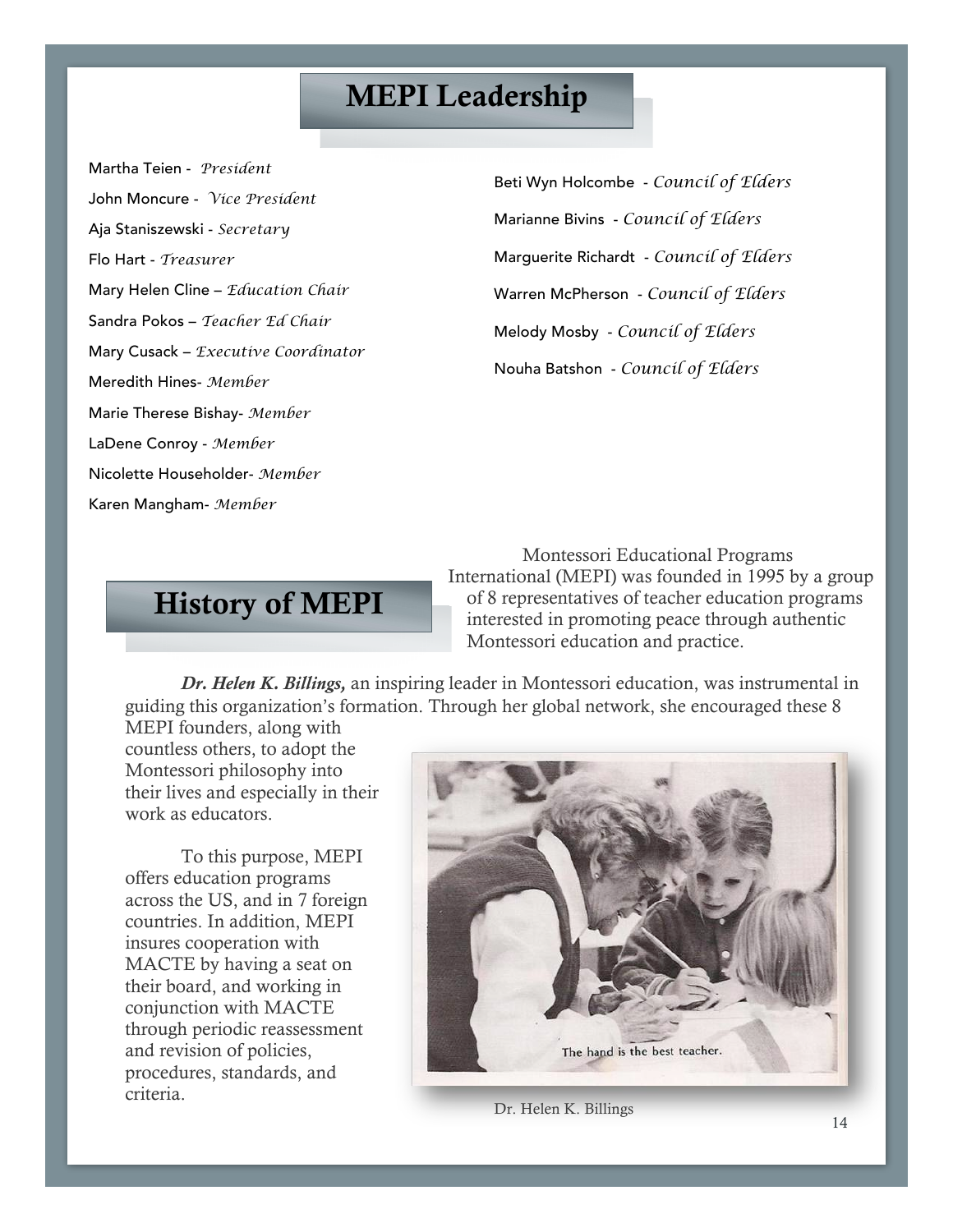# MEPI Leadership

Martha Teien - *President*

John Moncure - *Vice President*

Aja Staniszewski - *Secretary*

Flo Hart - *Treasurer*

Mary Helen Cline – *Education Chair*

Sandra Pokos – *Teacher Ed Chair*

Mary Cusack – *Executive Coordinator*

Meredith Hines- *Member*

Marie Therese Bishay- *Member*

LaDene Conroy - *Member*

Nicolette Householder- *Member*

Karen Mangham- *Member*

Beti Wyn Holcombe - *Council of Elders*

Marianne Bivins - *Council of Elders*

Marguerite Richardt - *Council of Elders*

Warren McPherson - *Council of Elders*

Melody Mosby - *Council of Elders*

Nouha Batshon - *Council of Elders*

# History of MEPI

Montessori Educational Programs International (MEPI) was founded in 1995 by a group of 8 representatives of teacher education programs interested in promoting peace through authentic Montessori education and practice.

***Dr. Helen K. Billings,*** an inspiring leader in Montessori education, was instrumental in guiding this organization's formation. Through her global network, she encouraged these 8 MEPI founders, along with countless others, to adopt the Montessori philosophy into their lives and especially in their work as educators.

To this purpose, MEPI offers education programs across the US, and in 7 foreign countries. In addition, MEPI insures cooperation with MACTE by having a seat on their board, and working in conjunction with MACTE through periodic reassessment and revision of policies, procedures, standards, and criteria.

The hand is the best teacher.

Dr. Helen K. Billings